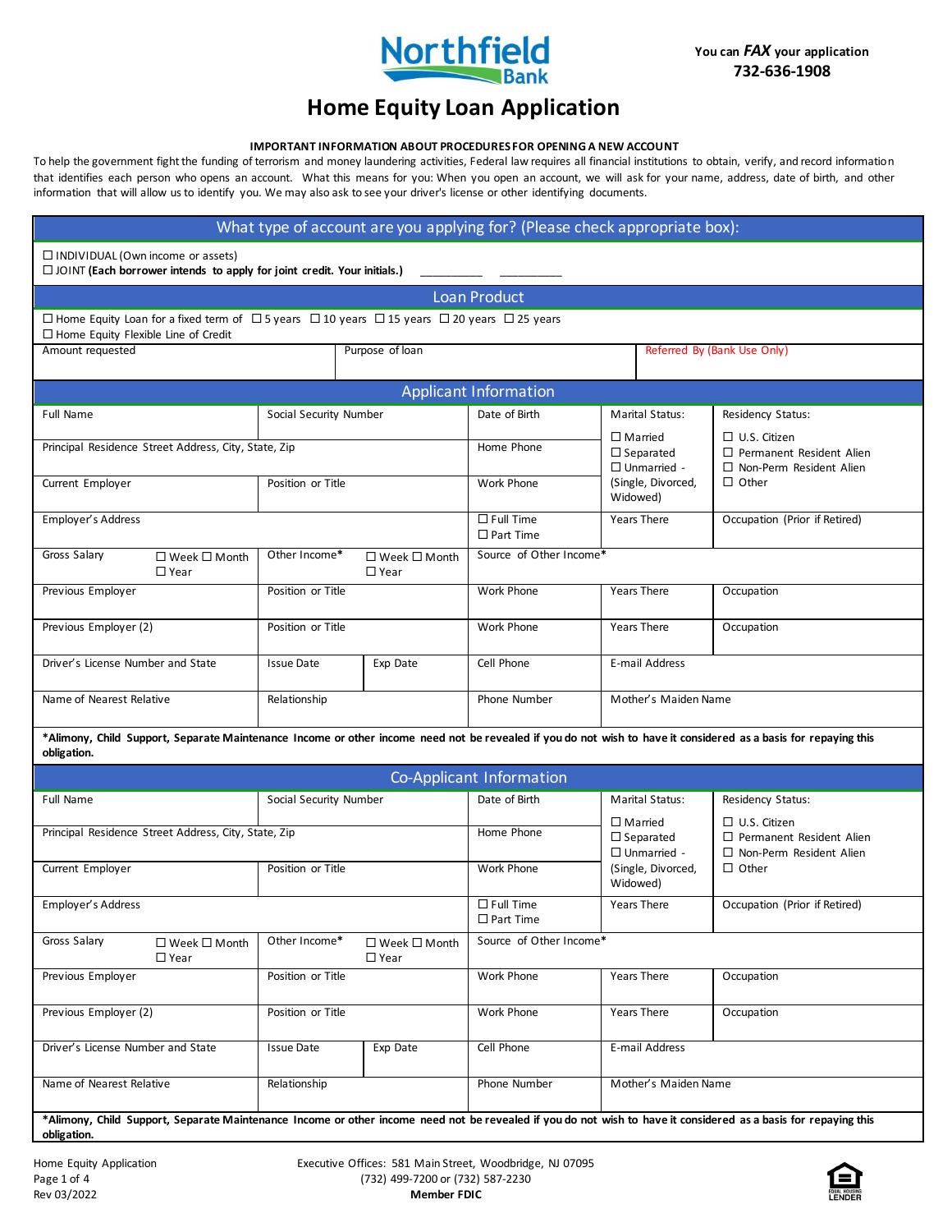Northfield Bank

You can *FAX* your application
**732-636-1908**

# Home Equity Loan Application

**IMPORTANT INFORMATION ABOUT PROCEDURES FOR OPENING A NEW ACCOUNT**

To help the government fight the funding of terrorism and money laundering activities, Federal law requires all financial institutions to obtain, verify, and record information that identifies each person who opens an account. What this means for you: When you open an account, we will ask for your name, address, date of birth, and other information that will allow us to identify you. We may also ask to see your driver's license or other identifying documents.

## What type of account are you applying for? (Please check appropriate box):

☐ INDIVIDUAL (Own income or assets)
☐ JOINT **(Each borrower intends to apply for joint credit. Your initials.)** __________ __________

## Loan Product

☐ Home Equity Loan for a fixed term of ☐ 5 years ☐ 10 years ☐ 15 years ☐ 20 years ☐ 25 years
☐ Home Equity Flexible Line of Credit

| Amount requested | Purpose of loan | Referred By (Bank Use Only) |
|---|---|---|
| | | |

## Applicant Information

| | | | | |
|---|---|---|---|---|
| Full Name | Social Security Number | Date of Birth | Marital Status: ☐ Married ☐ Separated ☐ Unmarried - (Single, Divorced, Widowed) | Residency Status: ☐ U.S. Citizen ☐ Permanent Resident Alien ☐ Non-Perm Resident Alien ☐ Other |
| Principal Residence Street Address, City, State, Zip | | Home Phone | | |
| Current Employer | Position or Title | Work Phone | | |
| Employer's Address | | ☐ Full Time ☐ Part Time | Years There | Occupation (Prior if Retired) |
| Gross Salary ☐ Week ☐ Month ☐ Year | Other Income* ☐ Week ☐ Month ☐ Year | Source of Other Income* | | |
| Previous Employer | Position or Title | Work Phone | Years There | Occupation |
| Previous Employer (2) | Position or Title | Work Phone | Years There | Occupation |
| Driver's License Number and State | Issue Date / Exp Date | Cell Phone | E-mail Address | |
| Name of Nearest Relative | Relationship | Phone Number | Mother's Maiden Name | |

**\*Alimony, Child Support, Separate Maintenance Income or other income need not be revealed if you do not wish to have it considered as a basis for repaying this obligation.**

## Co-Applicant Information

| | | | | |
|---|---|---|---|---|
| Full Name | Social Security Number | Date of Birth | Marital Status: ☐ Married ☐ Separated ☐ Unmarried - (Single, Divorced, Widowed) | Residency Status: ☐ U.S. Citizen ☐ Permanent Resident Alien ☐ Non-Perm Resident Alien ☐ Other |
| Principal Residence Street Address, City, State, Zip | | Home Phone | | |
| Current Employer | Position or Title | Work Phone | | |
| Employer's Address | | ☐ Full Time ☐ Part Time | Years There | Occupation (Prior if Retired) |
| Gross Salary ☐ Week ☐ Month ☐ Year | Other Income* ☐ Week ☐ Month ☐ Year | Source of Other Income* | | |
| Previous Employer | Position or Title | Work Phone | Years There | Occupation |
| Previous Employer (2) | Position or Title | Work Phone | Years There | Occupation |
| Driver's License Number and State | Issue Date / Exp Date | Cell Phone | E-mail Address | |
| Name of Nearest Relative | Relationship | Phone Number | Mother's Maiden Name | |

**\*Alimony, Child Support, Separate Maintenance Income or other income need not be revealed if you do not wish to have it considered as a basis for repaying this obligation.**

Home Equity Application
Rev 03/2022

Executive Offices: 581 Main Street, Woodbridge, NJ 07095
(732) 499-7200 or (732) 587-2230
**Member FDIC**

EQUAL HOUSING LENDER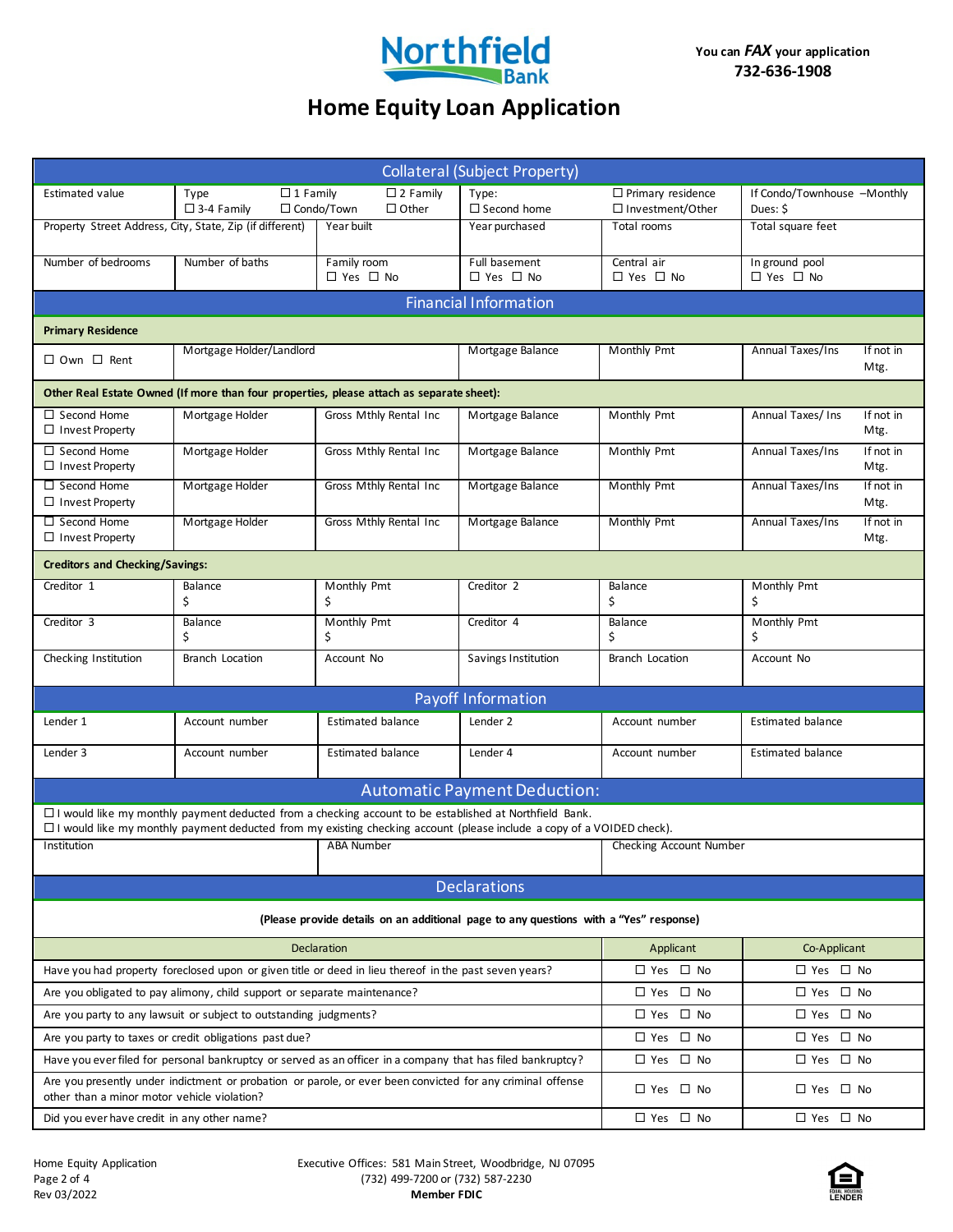# Northfield Bank

You can ***FAX*** your application
**732-636-1908**

## Home Equity Loan Application

### Collateral (Subject Property)

| Estimated value | Type ☐ 1 Family ☐ 2 Family ☐ 3-4 Family ☐ Condo/Town ☐ Other | | Type: ☐ Second home | ☐ Primary residence ☐ Investment/Other | If Condo/Townhouse –Monthly Dues: $ |
|---|---|---|---|---|---|
| Property Street Address, City, State, Zip (if different) | | Year built | Year purchased | Total rooms | Total square feet |
| Number of bedrooms | Number of baths | Family room ☐ Yes ☐ No | Full basement ☐ Yes ☐ No | Central air ☐ Yes ☐ No | In ground pool ☐ Yes ☐ No |

### Financial Information

**Primary Residence**

| ☐ Own ☐ Rent | Mortgage Holder/Landlord | Mortgage Balance | Monthly Pmt | Annual Taxes/Ins | If not in Mtg. |
|---|---|---|---|---|---|

**Other Real Estate Owned (If more than four properties, please attach as separate sheet):**

| | | | | | | |
|---|---|---|---|---|---|---|
| ☐ Second Home ☐ Invest Property | Mortgage Holder | Gross Mthly Rental Inc | Mortgage Balance | Monthly Pmt | Annual Taxes/ Ins | If not in Mtg. |
| ☐ Second Home ☐ Invest Property | Mortgage Holder | Gross Mthly Rental Inc | Mortgage Balance | Monthly Pmt | Annual Taxes/Ins | If not in Mtg. |
| ☐ Second Home ☐ Invest Property | Mortgage Holder | Gross Mthly Rental Inc | Mortgage Balance | Monthly Pmt | Annual Taxes/Ins | If not in Mtg. |
| ☐ Second Home ☐ Invest Property | Mortgage Holder | Gross Mthly Rental Inc | Mortgage Balance | Monthly Pmt | Annual Taxes/Ins | If not in Mtg. |

**Creditors and Checking/Savings:**

| | | | | | |
|---|---|---|---|---|---|
| Creditor 1 | Balance $ | Monthly Pmt $ | Creditor 2 | Balance $ | Monthly Pmt $ |
| Creditor 3 | Balance $ | Monthly Pmt $ | Creditor 4 | Balance $ | Monthly Pmt $ |
| Checking Institution | Branch Location | Account No | Savings Institution | Branch Location | Account No |

### Payoff Information

| | | | | | |
|---|---|---|---|---|---|
| Lender 1 | Account number | Estimated balance | Lender 2 | Account number | Estimated balance |
| Lender 3 | Account number | Estimated balance | Lender 4 | Account number | Estimated balance |

### Automatic Payment Deduction:

☐ I would like my monthly payment deducted from a checking account to be established at Northfield Bank.
☐ I would like my monthly payment deducted from my existing checking account (please include a copy of a VOIDED check).

| Institution | ABA Number | Checking Account Number |
|---|---|---|

### Declarations

**(Please provide details on an additional page to any questions with a "Yes" response)**

| Declaration | Applicant | Co-Applicant |
|---|---|---|
| Have you had property foreclosed upon or given title or deed in lieu thereof in the past seven years? | ☐ Yes ☐ No | ☐ Yes ☐ No |
| Are you obligated to pay alimony, child support or separate maintenance? | ☐ Yes ☐ No | ☐ Yes ☐ No |
| Are you party to any lawsuit or subject to outstanding judgments? | ☐ Yes ☐ No | ☐ Yes ☐ No |
| Are you party to taxes or credit obligations past due? | ☐ Yes ☐ No | ☐ Yes ☐ No |
| Have you ever filed for personal bankruptcy or served as an officer in a company that has filed bankruptcy? | ☐ Yes ☐ No | ☐ Yes ☐ No |
| Are you presently under indictment or probation or parole, or ever been convicted for any criminal offense other than a minor motor vehicle violation? | ☐ Yes ☐ No | ☐ Yes ☐ No |
| Did you ever have credit in any other name? | ☐ Yes ☐ No | ☐ Yes ☐ No |

Home Equity Application
Rev 03/2022

Executive Offices: 581 Main Street, Woodbridge, NJ 07095
(732) 499-7200 or (732) 587-2230
**Member FDIC**

EQUAL HOUSING LENDER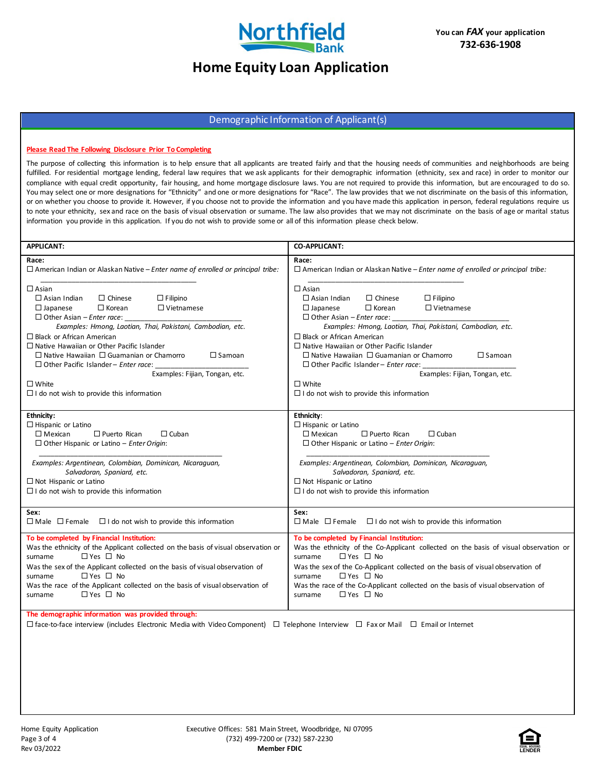Northfield Bank

You can *FAX* your application
**732-636-1908**

# Home Equity Loan Application

## Demographic Information of Applicant(s)

**Please Read The Following Disclosure Prior To Completing**

The purpose of collecting this information is to help ensure that all applicants are treated fairly and that the housing needs of communities and neighborhoods are being fulfilled. For residential mortgage lending, federal law requires that we ask applicants for their demographic information (ethnicity, sex and race) in order to monitor our compliance with equal credit opportunity, fair housing, and home mortgage disclosure laws. You are not required to provide this information, but are encouraged to do so. You may select one or more designations for "Ethnicity" and one or more designations for "Race". The law provides that we not discriminate on the basis of this information, or on whether you choose to provide it. However, if you choose not to provide the information and you have made this application in person, federal regulations require us to note your ethnicity, sex and race on the basis of visual observation or surname. The law also provides that we may not discriminate on the basis of age or marital status information you provide in this application. If you do not wish to provide some or all of this information please check below.

| APPLICANT: | CO-APPLICANT: |
|---|---|
| **Race:**<br>☐ American Indian or Alaskan Native – *Enter name of enrolled or principal tribe:* \_\_\_\_\_\_\_\_\_\_\_\_\_\_\_\_\_\_\_\_<br>☐ Asian<br>☐ Asian Indian ☐ Chinese ☐ Filipino<br>☐ Japanese ☐ Korean ☐ Vietnamese<br>☐ Other Asian – *Enter race*: \_\_\_\_\_\_\_\_\_\_\_\_\_\_\_\_<br>*Examples: Hmong, Laotian, Thai, Pakistani, Cambodian, etc.*<br>☐ Black or African American<br>☐ Native Hawaiian or Other Pacific Islander<br>☐ Native Hawaiian ☐ Guamanian or Chamorro ☐ Samoan<br>☐ Other Pacific Islander – *Enter race*: \_\_\_\_\_\_\_\_\_\_\_\_\_\_\_\_<br>Examples: Fijian, Tongan, etc.<br>☐ White<br>☐ I do not wish to provide this information | **Race:**<br>☐ American Indian or Alaskan Native – *Enter name of enrolled or principal tribe:* \_\_\_\_\_\_\_\_\_\_\_\_\_\_\_\_\_\_\_\_<br>☐ Asian<br>☐ Asian Indian ☐ Chinese ☐ Filipino<br>☐ Japanese ☐ Korean ☐ Vietnamese<br>☐ Other Asian – *Enter race*: \_\_\_\_\_\_\_\_\_\_\_\_\_\_\_\_<br>*Examples: Hmong, Laotian, Thai, Pakistani, Cambodian, etc.*<br>☐ Black or African American<br>☐ Native Hawaiian or Other Pacific Islander<br>☐ Native Hawaiian ☐ Guamanian or Chamorro ☐ Samoan<br>☐ Other Pacific Islander – *Enter race*: \_\_\_\_\_\_\_\_\_\_\_\_\_\_\_\_<br>Examples: Fijian, Tongan, etc.<br>☐ White<br>☐ I do not wish to provide this information |
| **Ethnicity:**<br>☐ Hispanic or Latino<br>☐ Mexican ☐ Puerto Rican ☐ Cuban<br>☐ Other Hispanic or Latino – *Enter Origin*: \_\_\_\_\_\_\_\_\_\_\_\_\_\_\_\_<br>*Examples: Argentinean, Colombian, Dominican, Nicaraguan, Salvadoran, Spaniard, etc.*<br>☐ Not Hispanic or Latino<br>☐ I do not wish to provide this information | **Ethnicity:**<br>☐ Hispanic or Latino<br>☐ Mexican ☐ Puerto Rican ☐ Cuban<br>☐ Other Hispanic or Latino – *Enter Origin*: \_\_\_\_\_\_\_\_\_\_\_\_\_\_\_\_<br>*Examples: Argentinean, Colombian, Dominican, Nicaraguan, Salvadoran, Spaniard, etc.*<br>☐ Not Hispanic or Latino<br>☐ I do not wish to provide this information |
| **Sex:**<br>☐ Male ☐ Female ☐ I do not wish to provide this information | **Sex:**<br>☐ Male ☐ Female ☐ I do not wish to provide this information |
| **To be completed by Financial Institution:**<br>Was the ethnicity of the Applicant collected on the basis of visual observation or surname ☐ Yes ☐ No<br>Was the sex of the Applicant collected on the basis of visual observation of surname ☐ Yes ☐ No<br>Was the race of the Applicant collected on the basis of visual observation of surname ☐ Yes ☐ No | **To be completed by Financial Institution:**<br>Was the ethnicity of the Co-Applicant collected on the basis of visual observation or surname ☐ Yes ☐ No<br>Was the sex of the Co-Applicant collected on the basis of visual observation of surname ☐ Yes ☐ No<br>Was the race of the Co-Applicant collected on the basis of visual observation of surname ☐ Yes ☐ No |

**The demographic information was provided through:**
☐ face-to-face interview (includes Electronic Media with Video Component) ☐ Telephone Interview ☐ Fax or Mail ☐ Email or Internet

Home Equity Application
Rev 03/2022

Executive Offices: 581 Main Street, Woodbridge, NJ 07095
(732) 499-7200 or (732) 587-2230
**Member FDIC**

EQUAL HOUSING LENDER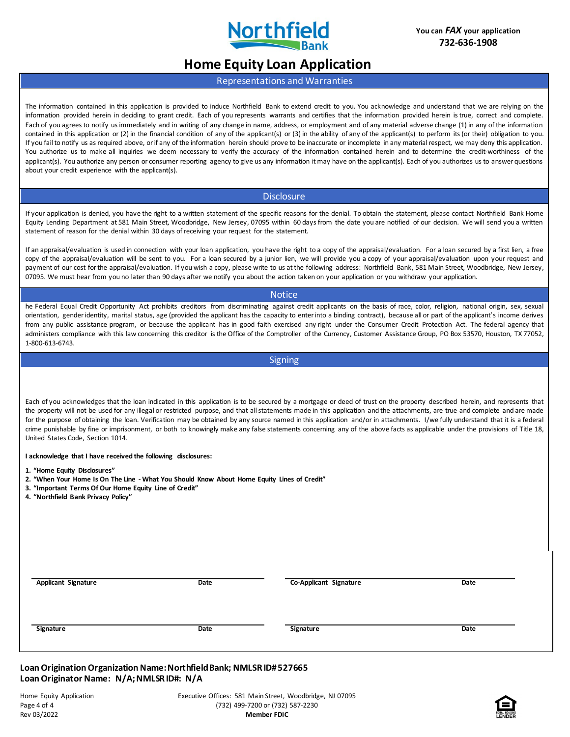Northfield Bank

You can *FAX* your application
732-636-1908

# Home Equity Loan Application

## Representations and Warranties

The information contained in this application is provided to induce Northfield Bank to extend credit to you. You acknowledge and understand that we are relying on the information provided herein in deciding to grant credit. Each of you represents warrants and certifies that the information provided herein is true, correct and complete. Each of you agrees to notify us immediately and in writing of any change in name, address, or employment and of any material adverse change (1) in any of the information contained in this application or (2) in the financial condition of any of the applicant(s) or (3) in the ability of any of the applicant(s) to perform its (or their) obligation to you. If you fail to notify us as required above, or if any of the information herein should prove to be inaccurate or incomplete in any material respect, we may deny this application. You authorize us to make all inquiries we deem necessary to verify the accuracy of the information contained herein and to determine the credit-worthiness of the applicant(s). You authorize any person or consumer reporting agency to give us any information it may have on the applicant(s). Each of you authorizes us to answer questions about your credit experience with the applicant(s).

## Disclosure

If your application is denied, you have the right to a written statement of the specific reasons for the denial. To obtain the statement, please contact Northfield Bank Home Equity Lending Department at 581 Main Street, Woodbridge, New Jersey, 07095 within 60 days from the date you are notified of our decision. We will send you a written statement of reason for the denial within 30 days of receiving your request for the statement.

If an appraisal/evaluation is used in connection with your loan application, you have the right to a copy of the appraisal/evaluation. For a loan secured by a first lien, a free copy of the appraisal/evaluation will be sent to you. For a loan secured by a junior lien, we will provide you a copy of your appraisal/evaluation upon your request and payment of our cost for the appraisal/evaluation. If you wish a copy, please write to us at the following address: Northfield Bank, 581 Main Street, Woodbridge, New Jersey, 07095. We must hear from you no later than 90 days after we notify you about the action taken on your application or you withdraw your application.

## Notice

he Federal Equal Credit Opportunity Act prohibits creditors from discriminating against credit applicants on the basis of race, color, religion, national origin, sex, sexual orientation, gender identity, marital status, age (provided the applicant has the capacity to enter into a binding contract), because all or part of the applicant's income derives from any public assistance program, or because the applicant has in good faith exercised any right under the Consumer Credit Protection Act. The federal agency that administers compliance with this law concerning this creditor is the Office of the Comptroller of the Currency, Customer Assistance Group, PO Box 53570, Houston, TX 77052, 1-800-613-6743.

## Signing

Each of you acknowledges that the loan indicated in this application is to be secured by a mortgage or deed of trust on the property described herein, and represents that the property will not be used for any illegal or restricted purpose, and that all statements made in this application and the attachments, are true and complete and are made for the purpose of obtaining the loan. Verification may be obtained by any source named in this application and/or in attachments. I/we fully understand that it is a federal crime punishable by fine or imprisonment, or both to knowingly make any false statements concerning any of the above facts as applicable under the provisions of Title 18, United States Code, Section 1014.

**I acknowledge that I have received the following disclosures:**

1. **"Home Equity Disclosures"**
2. **"When Your Home Is On The Line - What You Should Know About Home Equity Lines of Credit"**
3. **"Important Terms Of Our Home Equity Line of Credit"**
4. **"Northfield Bank Privacy Policy"**

| **Applicant Signature** | **Date** | **Co-Applicant Signature** | **Date** |
|---|---|---|---|
| **Signature** | **Date** | **Signature** | **Date** |

**Loan Origination Organization Name: Northfield Bank; NMLSR ID# 527665**
**Loan Originator Name: N/A; NMLSR ID#: N/A**

Home Equity Application
Rev 03/2022

Executive Offices: 581 Main Street, Woodbridge, NJ 07095
(732) 499-7200 or (732) 587-2230
**Member FDIC**

EQUAL HOUSING LENDER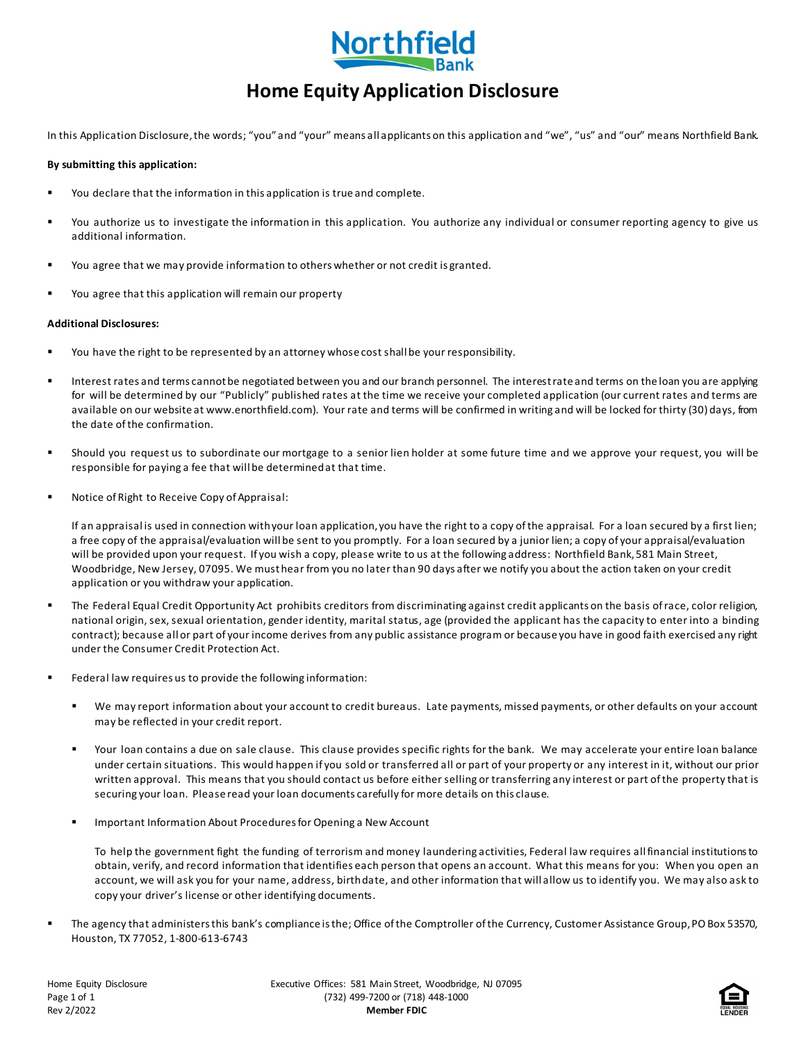Northfield Bank

# Home Equity Application Disclosure

In this Application Disclosure, the words; "you" and "your" means all applicants on this application and "we", "us" and "our" means Northfield Bank.

**By submitting this application:**

- You declare that the information in this application is true and complete.
- You authorize us to investigate the information in this application. You authorize any individual or consumer reporting agency to give us additional information.
- You agree that we may provide information to others whether or not credit is granted.
- You agree that this application will remain our property

**Additional Disclosures:**

- You have the right to be represented by an attorney whose cost shall be your responsibility.
- Interest rates and terms cannot be negotiated between you and our branch personnel. The interest rate and terms on the loan you are applying for will be determined by our "Publicly" published rates at the time we receive your completed application (our current rates and terms are available on our website at www.enorthfield.com). Your rate and terms will be confirmed in writing and will be locked for thirty (30) days, from the date of the confirmation.
- Should you request us to subordinate our mortgage to a senior lien holder at some future time and we approve your request, you will be responsible for paying a fee that will be determined at that time.
- Notice of Right to Receive Copy of Appraisal:

  If an appraisal is used in connection with your loan application, you have the right to a copy of the appraisal. For a loan secured by a first lien; a free copy of the appraisal/evaluation will be sent to you promptly. For a loan secured by a junior lien; a copy of your appraisal/evaluation will be provided upon your request. If you wish a copy, please write to us at the following address: Northfield Bank, 581 Main Street, Woodbridge, New Jersey, 07095. We must hear from you no later than 90 days after we notify you about the action taken on your credit application or you withdraw your application.
- The Federal Equal Credit Opportunity Act prohibits creditors from discriminating against credit applicants on the basis of race, color religion, national origin, sex, sexual orientation, gender identity, marital status, age (provided the applicant has the capacity to enter into a binding contract); because all or part of your income derives from any public assistance program or because you have in good faith exercised any right under the Consumer Credit Protection Act.
- Federal law requires us to provide the following information:
  - We may report information about your account to credit bureaus. Late payments, missed payments, or other defaults on your account may be reflected in your credit report.
  - Your loan contains a due on sale clause. This clause provides specific rights for the bank. We may accelerate your entire loan balance under certain situations. This would happen if you sold or transferred all or part of your property or any interest in it, without our prior written approval. This means that you should contact us before either selling or transferring any interest or part of the property that is securing your loan. Please read your loan documents carefully for more details on this clause.
  - Important Information About Procedures for Opening a New Account

    To help the government fight the funding of terrorism and money laundering activities, Federal law requires all financial institutions to obtain, verify, and record information that identifies each person that opens an account. What this means for you: When you open an account, we will ask you for your name, address, birthdate, and other information that will allow us to identify you. We may also ask to copy your driver's license or other identifying documents.
- The agency that administers this bank's compliance is the; Office of the Comptroller of the Currency, Customer Assistance Group, PO Box 53570, Houston, TX 77052, 1-800-613-6743

Home Equity Disclosure
Rev 2/2022

Executive Offices: 581 Main Street, Woodbridge, NJ 07095
(732) 499-7200 or (718) 448-1000
**Member FDIC**

EQUAL HOUSING LENDER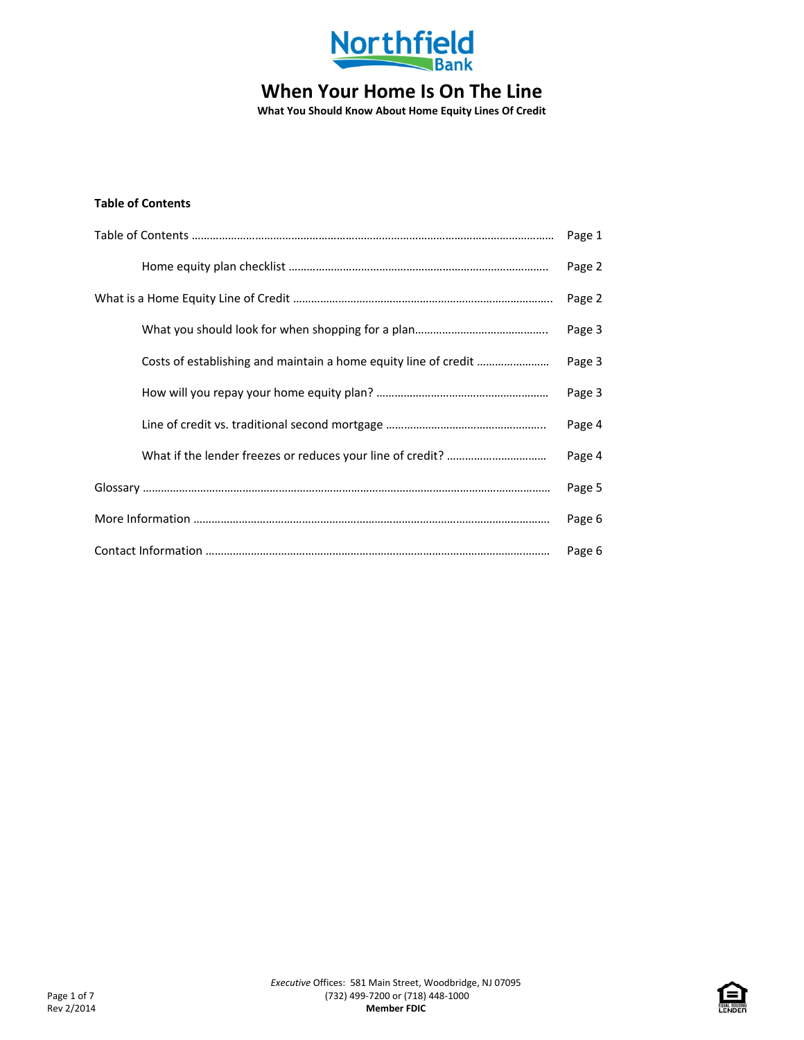Northfield Bank

# When Your Home Is On The Line

**What You Should Know About Home Equity Lines Of Credit**

**Table of Contents**

| | |
|---|---|
| Table of Contents | Page 1 |
| &nbsp;&nbsp;&nbsp;&nbsp;Home equity plan checklist | Page 2 |
| What is a Home Equity Line of Credit | Page 2 |
| &nbsp;&nbsp;&nbsp;&nbsp;What you should look for when shopping for a plan | Page 3 |
| &nbsp;&nbsp;&nbsp;&nbsp;Costs of establishing and maintain a home equity line of credit | Page 3 |
| &nbsp;&nbsp;&nbsp;&nbsp;How will you repay your home equity plan? | Page 3 |
| &nbsp;&nbsp;&nbsp;&nbsp;Line of credit vs. traditional second mortgage | Page 4 |
| &nbsp;&nbsp;&nbsp;&nbsp;What if the lender freezes or reduces your line of credit? | Page 4 |
| Glossary | Page 5 |
| More Information | Page 6 |
| Contact Information | Page 6 |

Rev 2/2014

*Executive* Offices: 581 Main Street, Woodbridge, NJ 07095
(732) 499-7200 or (718) 448-1000
**Member FDIC**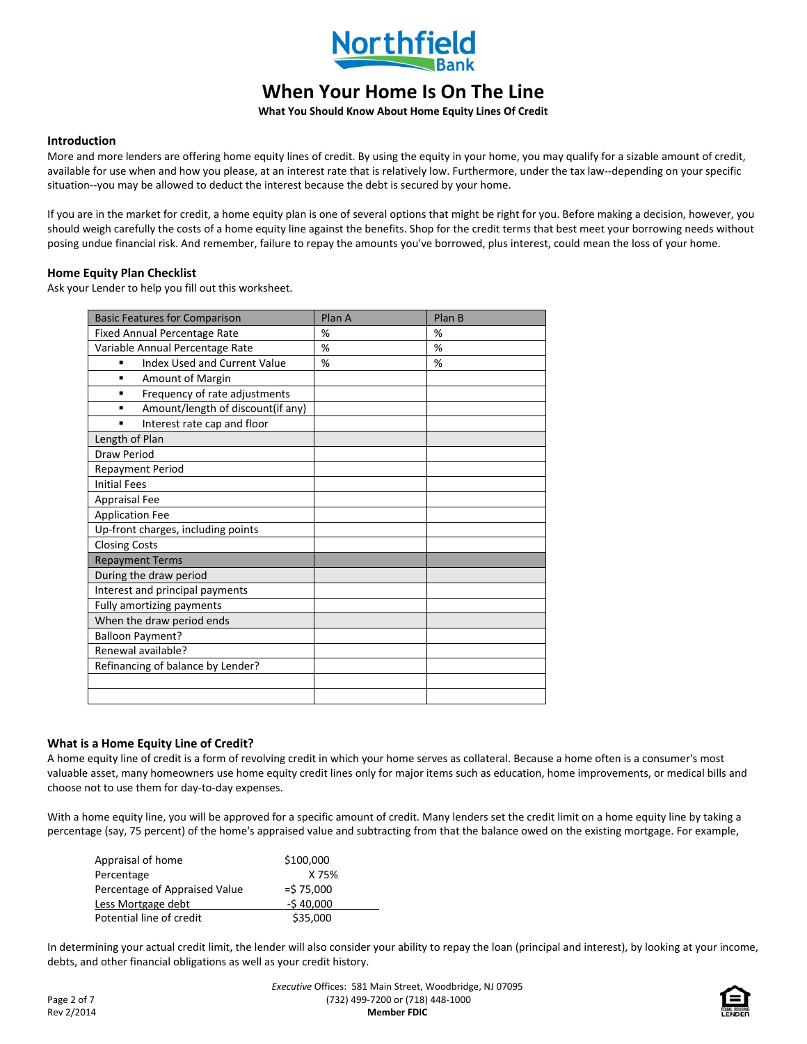# Northfield Bank

## When Your Home Is On The Line

**What You Should Know About Home Equity Lines Of Credit**

### Introduction

More and more lenders are offering home equity lines of credit. By using the equity in your home, you may qualify for a sizable amount of credit, available for use when and how you please, at an interest rate that is relatively low. Furthermore, under the tax law--depending on your specific situation--you may be allowed to deduct the interest because the debt is secured by your home.

If you are in the market for credit, a home equity plan is one of several options that might be right for you. Before making a decision, however, you should weigh carefully the costs of a home equity line against the benefits. Shop for the credit terms that best meet your borrowing needs without posing undue financial risk. And remember, failure to repay the amounts you've borrowed, plus interest, could mean the loss of your home.

### Home Equity Plan Checklist

Ask your Lender to help you fill out this worksheet.

| Basic Features for Comparison | Plan A | Plan B |
|---|---|---|
| Fixed Annual Percentage Rate | % | % |
| Variable Annual Percentage Rate | % | % |
| ▪ Index Used and Current Value | % | % |
| ▪ Amount of Margin | | |
| ▪ Frequency of rate adjustments | | |
| ▪ Amount/length of discount(if any) | | |
| ▪ Interest rate cap and floor | | |
| Length of Plan | | |
| Draw Period | | |
| Repayment Period | | |
| Initial Fees | | |
| Appraisal Fee | | |
| Application Fee | | |
| Up-front charges, including points | | |
| Closing Costs | | |
| Repayment Terms | | |
| During the draw period | | |
| Interest and principal payments | | |
| Fully amortizing payments | | |
| When the draw period ends | | |
| Balloon Payment? | | |
| Renewal available? | | |
| Refinancing of balance by Lender? | | |
| | | |
| | | |

### What is a Home Equity Line of Credit?

A home equity line of credit is a form of revolving credit in which your home serves as collateral. Because a home often is a consumer's most valuable asset, many homeowners use home equity credit lines only for major items such as education, home improvements, or medical bills and choose not to use them for day-to-day expenses.

With a home equity line, you will be approved for a specific amount of credit. Many lenders set the credit limit on a home equity line by taking a percentage (say, 75 percent) of the home's appraised value and subtracting from that the balance owed on the existing mortgage. For example,

| | |
|---|---|
| Appraisal of home | $100,000 |
| Percentage | X 75% |
| Percentage of Appraised Value | =$ 75,000 |
| Less Mortgage debt | -$ 40,000 |
| Potential line of credit | $35,000 |

In determining your actual credit limit, the lender will also consider your ability to repay the loan (principal and interest), by looking at your income, debts, and other financial obligations as well as your credit history.

*Executive* Offices: 581 Main Street, Woodbridge, NJ 07095
(732) 499-7200 or (718) 448-1000
**Member FDIC**

Rev 2/2014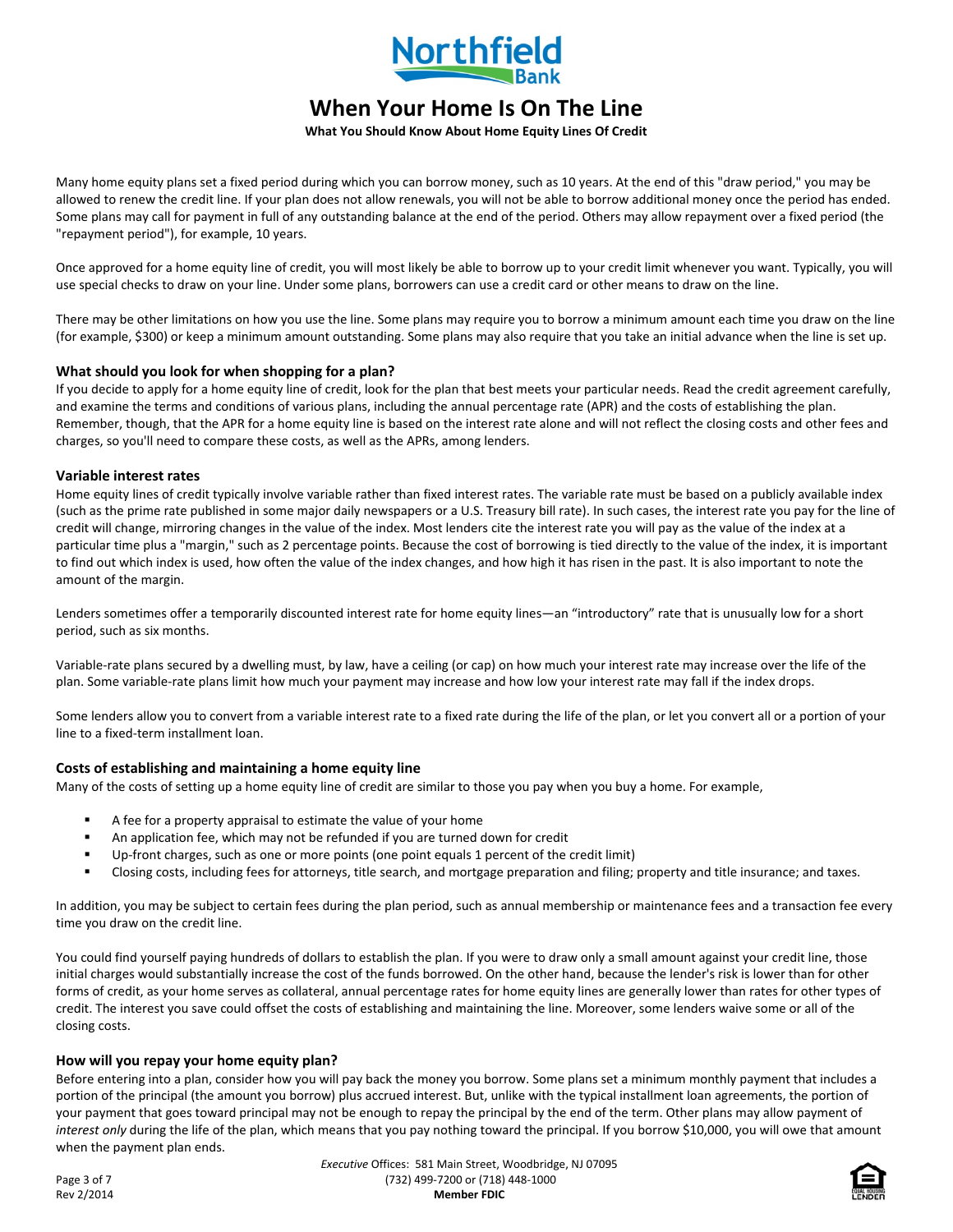Many home equity plans set a fixed period during which you can borrow money, such as 10 years. At the end of this "draw period," you may be allowed to renew the credit line. If your plan does not allow renewals, you will not be able to borrow additional money once the period has ended. Some plans may call for payment in full of any outstanding balance at the end of the period. Others may allow repayment over a fixed period (the "repayment period"), for example, 10 years.

Once approved for a home equity line of credit, you will most likely be able to borrow up to your credit limit whenever you want. Typically, you will use special checks to draw on your line. Under some plans, borrowers can use a credit card or other means to draw on the line.

There may be other limitations on how you use the line. Some plans may require you to borrow a minimum amount each time you draw on the line (for example, $300) or keep a minimum amount outstanding. Some plans may also require that you take an initial advance when the line is set up.

### What should you look for when shopping for a plan?

If you decide to apply for a home equity line of credit, look for the plan that best meets your particular needs. Read the credit agreement carefully, and examine the terms and conditions of various plans, including the annual percentage rate (APR) and the costs of establishing the plan. Remember, though, that the APR for a home equity line is based on the interest rate alone and will not reflect the closing costs and other fees and charges, so you'll need to compare these costs, as well as the APRs, among lenders.

### Variable interest rates

Home equity lines of credit typically involve variable rather than fixed interest rates. The variable rate must be based on a publicly available index (such as the prime rate published in some major daily newspapers or a U.S. Treasury bill rate). In such cases, the interest rate you pay for the line of credit will change, mirroring changes in the value of the index. Most lenders cite the interest rate you will pay as the value of the index at a particular time plus a "margin," such as 2 percentage points. Because the cost of borrowing is tied directly to the value of the index, it is important to find out which index is used, how often the value of the index changes, and how high it has risen in the past. It is also important to note the amount of the margin.

Lenders sometimes offer a temporarily discounted interest rate for home equity lines—an "introductory" rate that is unusually low for a short period, such as six months.

Variable-rate plans secured by a dwelling must, by law, have a ceiling (or cap) on how much your interest rate may increase over the life of the plan. Some variable-rate plans limit how much your payment may increase and how low your interest rate may fall if the index drops.

Some lenders allow you to convert from a variable interest rate to a fixed rate during the life of the plan, or let you convert all or a portion of your line to a fixed-term installment loan.

### Costs of establishing and maintaining a home equity line

Many of the costs of setting up a home equity line of credit are similar to those you pay when you buy a home. For example,

- A fee for a property appraisal to estimate the value of your home
- An application fee, which may not be refunded if you are turned down for credit
- Up-front charges, such as one or more points (one point equals 1 percent of the credit limit)
- Closing costs, including fees for attorneys, title search, and mortgage preparation and filing; property and title insurance; and taxes.

In addition, you may be subject to certain fees during the plan period, such as annual membership or maintenance fees and a transaction fee every time you draw on the credit line.

You could find yourself paying hundreds of dollars to establish the plan. If you were to draw only a small amount against your credit line, those initial charges would substantially increase the cost of the funds borrowed. On the other hand, because the lender's risk is lower than for other forms of credit, as your home serves as collateral, annual percentage rates for home equity lines are generally lower than rates for other types of credit. The interest you save could offset the costs of establishing and maintaining the line. Moreover, some lenders waive some or all of the closing costs.

### How will you repay your home equity plan?

Before entering into a plan, consider how you will pay back the money you borrow. Some plans set a minimum monthly payment that includes a portion of the principal (the amount you borrow) plus accrued interest. But, unlike with the typical installment loan agreements, the portion of your payment that goes toward principal may not be enough to repay the principal by the end of the term. Other plans may allow payment of *interest only* during the life of the plan, which means that you pay nothing toward the principal. If you borrow $10,000, you will owe that amount when the payment plan ends.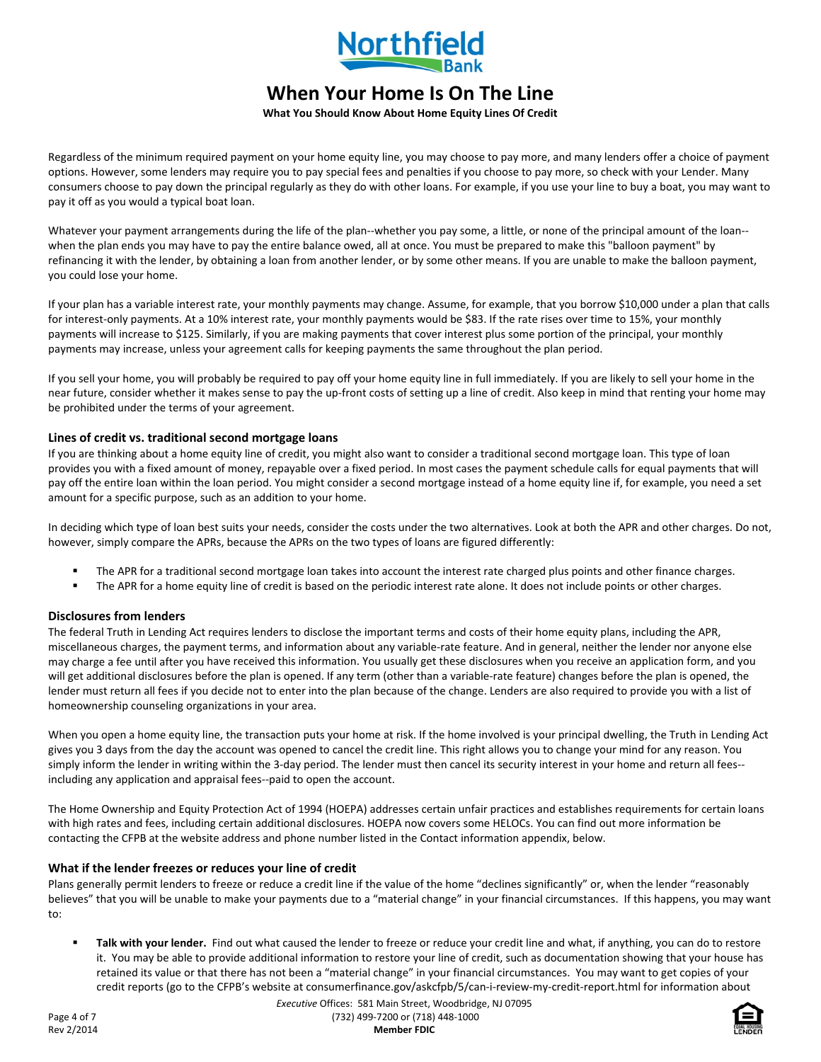Regardless of the minimum required payment on your home equity line, you may choose to pay more, and many lenders offer a choice of payment options. However, some lenders may require you to pay special fees and penalties if you choose to pay more, so check with your Lender. Many consumers choose to pay down the principal regularly as they do with other loans. For example, if you use your line to buy a boat, you may want to pay it off as you would a typical boat loan.

Whatever your payment arrangements during the life of the plan--whether you pay some, a little, or none of the principal amount of the loan--when the plan ends you may have to pay the entire balance owed, all at once. You must be prepared to make this "balloon payment" by refinancing it with the lender, by obtaining a loan from another lender, or by some other means. If you are unable to make the balloon payment, you could lose your home.

If your plan has a variable interest rate, your monthly payments may change. Assume, for example, that you borrow $10,000 under a plan that calls for interest-only payments. At a 10% interest rate, your monthly payments would be $83. If the rate rises over time to 15%, your monthly payments will increase to $125. Similarly, if you are making payments that cover interest plus some portion of the principal, your monthly payments may increase, unless your agreement calls for keeping payments the same throughout the plan period.

If you sell your home, you will probably be required to pay off your home equity line in full immediately. If you are likely to sell your home in the near future, consider whether it makes sense to pay the up-front costs of setting up a line of credit. Also keep in mind that renting your home may be prohibited under the terms of your agreement.

### Lines of credit vs. traditional second mortgage loans

If you are thinking about a home equity line of credit, you might also want to consider a traditional second mortgage loan. This type of loan provides you with a fixed amount of money, repayable over a fixed period. In most cases the payment schedule calls for equal payments that will pay off the entire loan within the loan period. You might consider a second mortgage instead of a home equity line if, for example, you need a set amount for a specific purpose, such as an addition to your home.

In deciding which type of loan best suits your needs, consider the costs under the two alternatives. Look at both the APR and other charges. Do not, however, simply compare the APRs, because the APRs on the two types of loans are figured differently:

- The APR for a traditional second mortgage loan takes into account the interest rate charged plus points and other finance charges.
- The APR for a home equity line of credit is based on the periodic interest rate alone. It does not include points or other charges.

### Disclosures from lenders

The federal Truth in Lending Act requires lenders to disclose the important terms and costs of their home equity plans, including the APR, miscellaneous charges, the payment terms, and information about any variable-rate feature. And in general, neither the lender nor anyone else may charge a fee until after you have received this information. You usually get these disclosures when you receive an application form, and you will get additional disclosures before the plan is opened. If any term (other than a variable-rate feature) changes before the plan is opened, the lender must return all fees if you decide not to enter into the plan because of the change. Lenders are also required to provide you with a list of homeownership counseling organizations in your area.

When you open a home equity line, the transaction puts your home at risk. If the home involved is your principal dwelling, the Truth in Lending Act gives you 3 days from the day the account was opened to cancel the credit line. This right allows you to change your mind for any reason. You simply inform the lender in writing within the 3-day period. The lender must then cancel its security interest in your home and return all fees--including any application and appraisal fees--paid to open the account.

The Home Ownership and Equity Protection Act of 1994 (HOEPA) addresses certain unfair practices and establishes requirements for certain loans with high rates and fees, including certain additional disclosures. HOEPA now covers some HELOCs. You can find out more information be contacting the CFPB at the website address and phone number listed in the Contact information appendix, below.

### What if the lender freezes or reduces your line of credit

Plans generally permit lenders to freeze or reduce a credit line if the value of the home "declines significantly" or, when the lender "reasonably believes" that you will be unable to make your payments due to a "material change" in your financial circumstances. If this happens, you may want to:

- **Talk with your lender.** Find out what caused the lender to freeze or reduce your credit line and what, if anything, you can do to restore it. You may be able to provide additional information to restore your line of credit, such as documentation showing that your house has retained its value or that there has not been a "material change" in your financial circumstances. You may want to get copies of your credit reports (go to the CFPB's website at consumerfinance.gov/askcfpb/5/can-i-review-my-credit-report.html for information about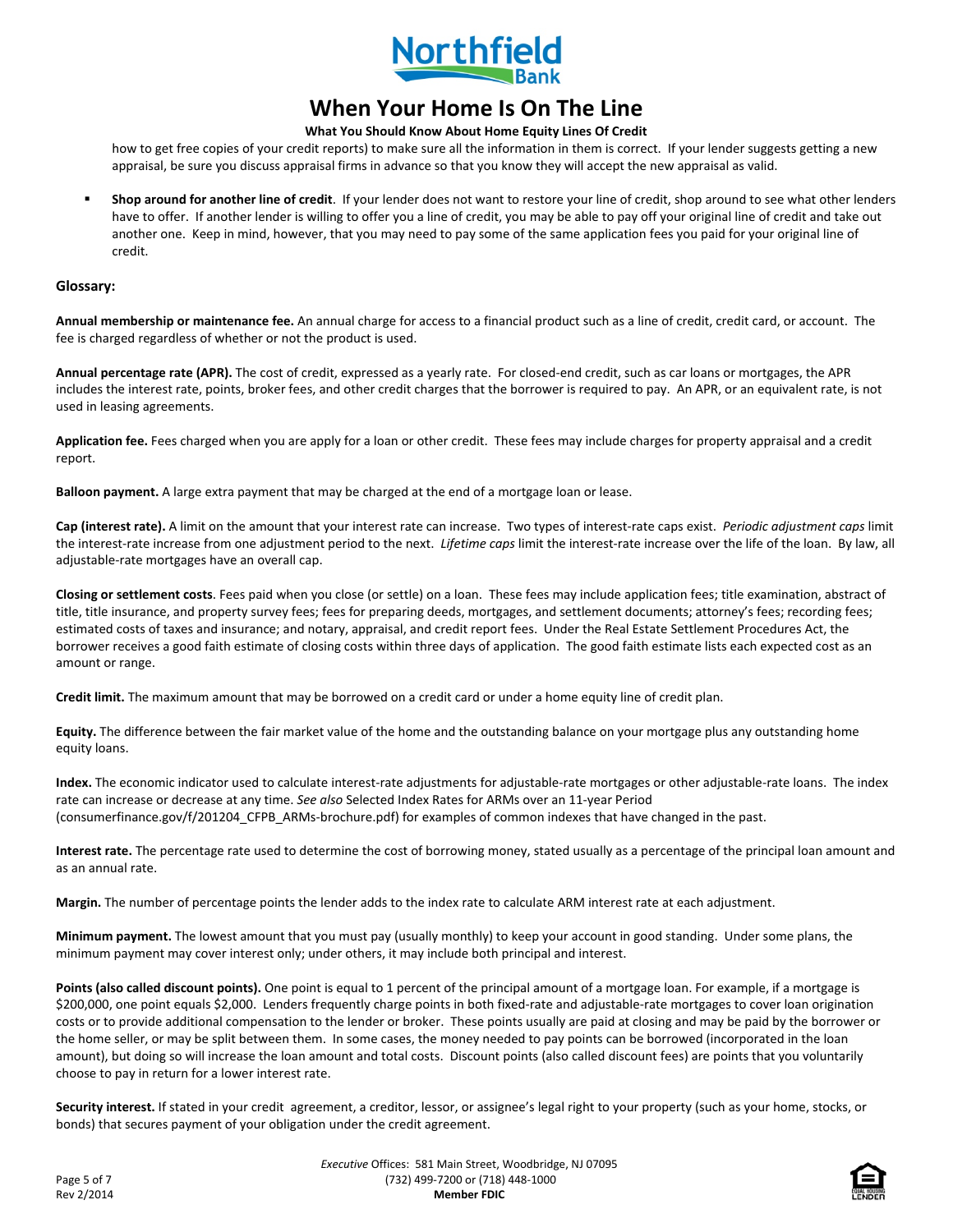how to get free copies of your credit reports) to make sure all the information in them is correct. If your lender suggests getting a new appraisal, be sure you discuss appraisal firms in advance so that you know they will accept the new appraisal as valid.

- **Shop around for another line of credit**. If your lender does not want to restore your line of credit, shop around to see what other lenders have to offer. If another lender is willing to offer you a line of credit, you may be able to pay off your original line of credit and take out another one. Keep in mind, however, that you may need to pay some of the same application fees you paid for your original line of credit.

### Glossary:

**Annual membership or maintenance fee.** An annual charge for access to a financial product such as a line of credit, credit card, or account. The fee is charged regardless of whether or not the product is used.

**Annual percentage rate (APR).** The cost of credit, expressed as a yearly rate. For closed-end credit, such as car loans or mortgages, the APR includes the interest rate, points, broker fees, and other credit charges that the borrower is required to pay. An APR, or an equivalent rate, is not used in leasing agreements.

**Application fee.** Fees charged when you are apply for a loan or other credit. These fees may include charges for property appraisal and a credit report.

**Balloon payment.** A large extra payment that may be charged at the end of a mortgage loan or lease.

**Cap (interest rate).** A limit on the amount that your interest rate can increase. Two types of interest-rate caps exist. *Periodic adjustment caps* limit the interest-rate increase from one adjustment period to the next. *Lifetime caps* limit the interest-rate increase over the life of the loan. By law, all adjustable-rate mortgages have an overall cap.

**Closing or settlement costs**. Fees paid when you close (or settle) on a loan. These fees may include application fees; title examination, abstract of title, title insurance, and property survey fees; fees for preparing deeds, mortgages, and settlement documents; attorney's fees; recording fees; estimated costs of taxes and insurance; and notary, appraisal, and credit report fees. Under the Real Estate Settlement Procedures Act, the borrower receives a good faith estimate of closing costs within three days of application. The good faith estimate lists each expected cost as an amount or range.

**Credit limit.** The maximum amount that may be borrowed on a credit card or under a home equity line of credit plan.

**Equity.** The difference between the fair market value of the home and the outstanding balance on your mortgage plus any outstanding home equity loans.

**Index.** The economic indicator used to calculate interest-rate adjustments for adjustable-rate mortgages or other adjustable-rate loans. The index rate can increase or decrease at any time. *See also* Selected Index Rates for ARMs over an 11-year Period (consumerfinance.gov/f/201204_CFPB_ARMs-brochure.pdf) for examples of common indexes that have changed in the past.

**Interest rate.** The percentage rate used to determine the cost of borrowing money, stated usually as a percentage of the principal loan amount and as an annual rate.

**Margin.** The number of percentage points the lender adds to the index rate to calculate ARM interest rate at each adjustment.

**Minimum payment.** The lowest amount that you must pay (usually monthly) to keep your account in good standing. Under some plans, the minimum payment may cover interest only; under others, it may include both principal and interest.

**Points (also called discount points).** One point is equal to 1 percent of the principal amount of a mortgage loan. For example, if a mortgage is $200,000, one point equals $2,000. Lenders frequently charge points in both fixed-rate and adjustable-rate mortgages to cover loan origination costs or to provide additional compensation to the lender or broker. These points usually are paid at closing and may be paid by the borrower or the home seller, or may be split between them. In some cases, the money needed to pay points can be borrowed (incorporated in the loan amount), but doing so will increase the loan amount and total costs. Discount points (also called discount fees) are points that you voluntarily choose to pay in return for a lower interest rate.

**Security interest.** If stated in your credit agreement, a creditor, lessor, or assignee's legal right to your property (such as your home, stocks, or bonds) that secures payment of your obligation under the credit agreement.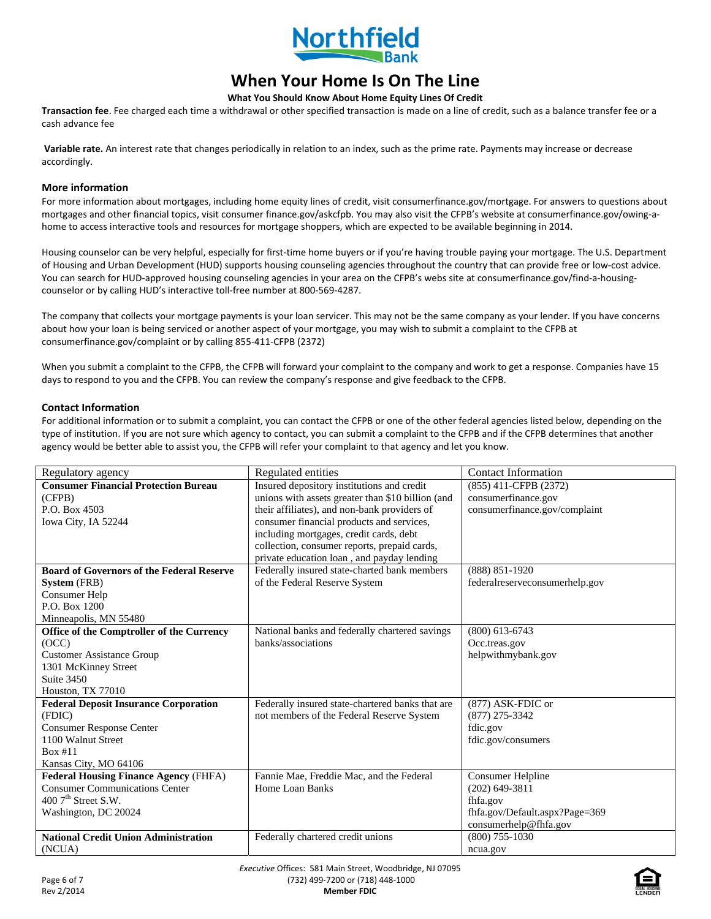Northfield Bank

# When Your Home Is On The Line

**What You Should Know About Home Equity Lines Of Credit**

**Transaction fee**. Fee charged each time a withdrawal or other specified transaction is made on a line of credit, such as a balance transfer fee or a cash advance fee

**Variable rate.** An interest rate that changes periodically in relation to an index, such as the prime rate. Payments may increase or decrease accordingly.

### More information

For more information about mortgages, including home equity lines of credit, visit consumerfinance.gov/mortgage. For answers to questions about mortgages and other financial topics, visit consumer finance.gov/askcfpb. You may also visit the CFPB's website at consumerfinance.gov/owing-a-home to access interactive tools and resources for mortgage shoppers, which are expected to be available beginning in 2014.

Housing counselor can be very helpful, especially for first-time home buyers or if you're having trouble paying your mortgage. The U.S. Department of Housing and Urban Development (HUD) supports housing counseling agencies throughout the country that can provide free or low-cost advice. You can search for HUD-approved housing counseling agencies in your area on the CFPB's webs site at consumerfinance.gov/find-a-housing-counselor or by calling HUD's interactive toll-free number at 800-569-4287.

The company that collects your mortgage payments is your loan servicer. This may not be the same company as your lender. If you have concerns about how your loan is being serviced or another aspect of your mortgage, you may wish to submit a complaint to the CFPB at consumerfinance.gov/complaint or by calling 855-411-CFPB (2372)

When you submit a complaint to the CFPB, the CFPB will forward your complaint to the company and work to get a response. Companies have 15 days to respond to you and the CFPB. You can review the company's response and give feedback to the CFPB.

### Contact Information

For additional information or to submit a complaint, you can contact the CFPB or one of the other federal agencies listed below, depending on the type of institution. If you are not sure which agency to contact, you can submit a complaint to the CFPB and if the CFPB determines that another agency would be better able to assist you, the CFPB will refer your complaint to that agency and let you know.

| Regulatory agency | Regulated entities | Contact Information |
|---|---|---|
| **Consumer Financial Protection Bureau** (CFPB)<br>P.O. Box 4503<br>Iowa City, IA 52244 | Insured depository institutions and credit unions with assets greater than $10 billion (and their affiliates), and non-bank providers of consumer financial products and services, including mortgages, credit cards, debt collection, consumer reports, prepaid cards, private education loan , and payday lending | (855) 411-CFPB (2372)<br>consumerfinance.gov<br>consumerfinance.gov/complaint |
| **Board of Governors of the Federal Reserve System** (FRB)<br>Consumer Help<br>P.O. Box 1200<br>Minneapolis, MN 55480 | Federally insured state-charted bank members of the Federal Reserve System | (888) 851-1920<br>federalreserveconsumerhelp.gov |
| **Office of the Comptroller of the Currency** (OCC)<br>Customer Assistance Group<br>1301 McKinney Street<br>Suite 3450<br>Houston, TX 77010 | National banks and federally chartered savings banks/associations | (800) 613-6743<br>Occ.treas.gov<br>helpwithmybank.gov |
| **Federal Deposit Insurance Corporation** (FDIC)<br>Consumer Response Center<br>1100 Walnut Street<br>Box #11<br>Kansas City, MO 64106 | Federally insured state-chartered banks that are not members of the Federal Reserve System | (877) ASK-FDIC or<br>(877) 275-3342<br>fdic.gov<br>fdic.gov/consumers |
| **Federal Housing Finance Agency** (FHFA)<br>Consumer Communications Center<br>400 7th Street S.W.<br>Washington, DC 20024 | Fannie Mae, Freddie Mac, and the Federal Home Loan Banks | Consumer Helpline<br>(202) 649-3811<br>fhfa.gov<br>fhfa.gov/Default.aspx?Page=369<br>consumerhelp@fhfa.gov |
| **National Credit Union Administration** (NCUA) | Federally chartered credit unions | (800) 755-1030<br>ncua.gov |

*Executive* Offices: 581 Main Street, Woodbridge, NJ 07095
(732) 499-7200 or (718) 448-1000
**Member FDIC**

Rev 2/2014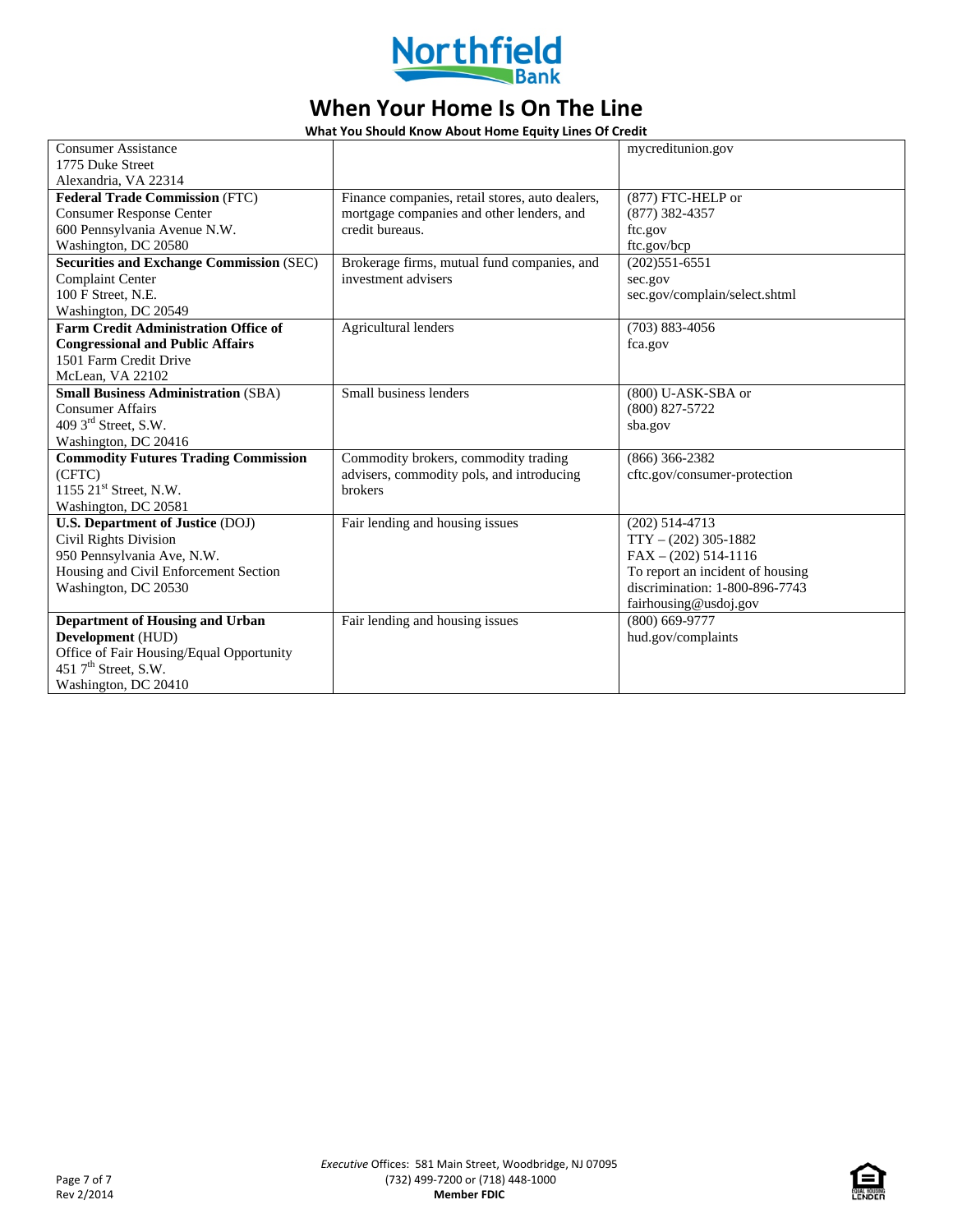# When Your Home Is On The Line

**What You Should Know About Home Equity Lines Of Credit**

| | | |
|---|---|---|
| Consumer Assistance<br>1775 Duke Street<br>Alexandria, VA 22314 | | mycreditunion.gov |
| **Federal Trade Commission** (FTC)<br>Consumer Response Center<br>600 Pennsylvania Avenue N.W.<br>Washington, DC 20580 | Finance companies, retail stores, auto dealers, mortgage companies and other lenders, and credit bureaus. | (877) FTC-HELP or<br>(877) 382-4357<br>ftc.gov<br>ftc.gov/bcp |
| **Securities and Exchange Commission** (SEC)<br>Complaint Center<br>100 F Street, N.E.<br>Washington, DC 20549 | Brokerage firms, mutual fund companies, and investment advisers | (202)551-6551<br>sec.gov<br>sec.gov/complain/select.shtml |
| **Farm Credit Administration Office of Congressional and Public Affairs**<br>1501 Farm Credit Drive<br>McLean, VA 22102 | Agricultural lenders | (703) 883-4056<br>fca.gov |
| **Small Business Administration** (SBA)<br>Consumer Affairs<br>409 3rd Street, S.W.<br>Washington, DC 20416 | Small business lenders | (800) U-ASK-SBA or<br>(800) 827-5722<br>sba.gov |
| **Commodity Futures Trading Commission** (CFTC)<br>1155 21st Street, N.W.<br>Washington, DC 20581 | Commodity brokers, commodity trading advisers, commodity pols, and introducing brokers | (866) 366-2382<br>cftc.gov/consumer-protection |
| **U.S. Department of Justice** (DOJ)<br>Civil Rights Division<br>950 Pennsylvania Ave, N.W.<br>Housing and Civil Enforcement Section<br>Washington, DC 20530 | Fair lending and housing issues | (202) 514-4713<br>TTY – (202) 305-1882<br>FAX – (202) 514-1116<br>To report an incident of housing discrimination: 1-800-896-7743<br>fairhousing@usdoj.gov |
| **Department of Housing and Urban Development** (HUD)<br>Office of Fair Housing/Equal Opportunity<br>451 7th Street, S.W.<br>Washington, DC 20410 | Fair lending and housing issues | (800) 669-9777<br>hud.gov/complaints |

*Executive* Offices: 581 Main Street, Woodbridge, NJ 07095
(732) 499-7200 or (718) 448-1000
**Member FDIC**

Rev 2/2014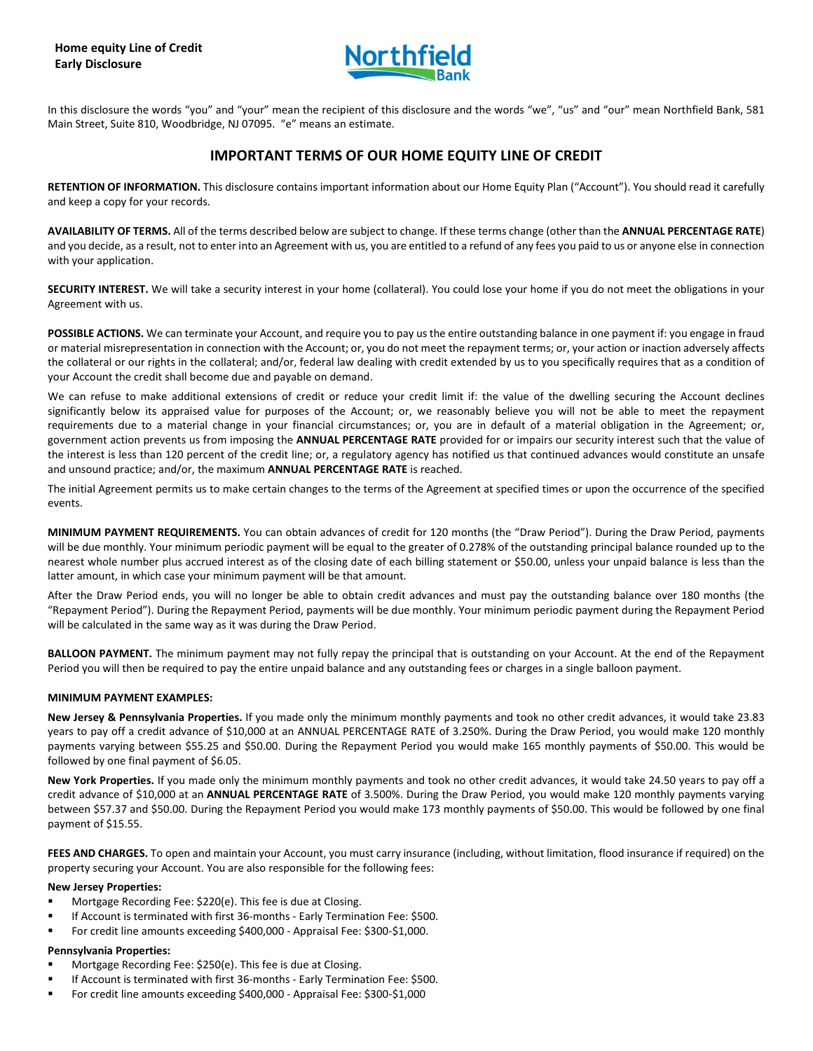**Home equity Line of Credit**
**Early Disclosure**

Northfield Bank

In this disclosure the words "you" and "your" mean the recipient of this disclosure and the words "we", "us" and "our" mean Northfield Bank, 581 Main Street, Suite 810, Woodbridge, NJ 07095. "e" means an estimate.

## IMPORTANT TERMS OF OUR HOME EQUITY LINE OF CREDIT

**RETENTION OF INFORMATION.** This disclosure contains important information about our Home Equity Plan ("Account"). You should read it carefully and keep a copy for your records.

**AVAILABILITY OF TERMS.** All of the terms described below are subject to change. If these terms change (other than the **ANNUAL PERCENTAGE RATE**) and you decide, as a result, not to enter into an Agreement with us, you are entitled to a refund of any fees you paid to us or anyone else in connection with your application.

**SECURITY INTEREST.** We will take a security interest in your home (collateral). You could lose your home if you do not meet the obligations in your Agreement with us.

**POSSIBLE ACTIONS.** We can terminate your Account, and require you to pay us the entire outstanding balance in one payment if: you engage in fraud or material misrepresentation in connection with the Account; or, you do not meet the repayment terms; or, your action or inaction adversely affects the collateral or our rights in the collateral; and/or, federal law dealing with credit extended by us to you specifically requires that as a condition of your Account the credit shall become due and payable on demand.

We can refuse to make additional extensions of credit or reduce your credit limit if: the value of the dwelling securing the Account declines significantly below its appraised value for purposes of the Account; or, we reasonably believe you will not be able to meet the repayment requirements due to a material change in your financial circumstances; or, you are in default of a material obligation in the Agreement; or, government action prevents us from imposing the **ANNUAL PERCENTAGE RATE** provided for or impairs our security interest such that the value of the interest is less than 120 percent of the credit line; or, a regulatory agency has notified us that continued advances would constitute an unsafe and unsound practice; and/or, the maximum **ANNUAL PERCENTAGE RATE** is reached.

The initial Agreement permits us to make certain changes to the terms of the Agreement at specified times or upon the occurrence of the specified events.

**MINIMUM PAYMENT REQUIREMENTS.** You can obtain advances of credit for 120 months (the "Draw Period"). During the Draw Period, payments will be due monthly. Your minimum periodic payment will be equal to the greater of 0.278% of the outstanding principal balance rounded up to the nearest whole number plus accrued interest as of the closing date of each billing statement or $50.00, unless your unpaid balance is less than the latter amount, in which case your minimum payment will be that amount.

After the Draw Period ends, you will no longer be able to obtain credit advances and must pay the outstanding balance over 180 months (the "Repayment Period"). During the Repayment Period, payments will be due monthly. Your minimum periodic payment during the Repayment Period will be calculated in the same way as it was during the Draw Period.

**BALLOON PAYMENT.** The minimum payment may not fully repay the principal that is outstanding on your Account. At the end of the Repayment Period you will then be required to pay the entire unpaid balance and any outstanding fees or charges in a single balloon payment.

**MINIMUM PAYMENT EXAMPLES:**

**New Jersey & Pennsylvania Properties.** If you made only the minimum monthly payments and took no other credit advances, it would take 23.83 years to pay off a credit advance of $10,000 at an ANNUAL PERCENTAGE RATE of 3.250%. During the Draw Period, you would make 120 monthly payments varying between $55.25 and $50.00. During the Repayment Period you would make 165 monthly payments of $50.00. This would be followed by one final payment of $6.05.

**New York Properties.** If you made only the minimum monthly payments and took no other credit advances, it would take 24.50 years to pay off a credit advance of $10,000 at an **ANNUAL PERCENTAGE RATE** of 3.500%. During the Draw Period, you would make 120 monthly payments varying between $57.37 and $50.00. During the Repayment Period you would make 173 monthly payments of $50.00. This would be followed by one final payment of $15.55.

**FEES AND CHARGES.** To open and maintain your Account, you must carry insurance (including, without limitation, flood insurance if required) on the property securing your Account. You are also responsible for the following fees:

**New Jersey Properties:**

- Mortgage Recording Fee: $220(e). This fee is due at Closing.
- If Account is terminated with first 36-months - Early Termination Fee: $500.
- For credit line amounts exceeding $400,000 - Appraisal Fee: $300-$1,000.

**Pennsylvania Properties:**

- Mortgage Recording Fee: $250(e). This fee is due at Closing.
- If Account is terminated with first 36-months - Early Termination Fee: $500.
- For credit line amounts exceeding $400,000 - Appraisal Fee: $300-$1,000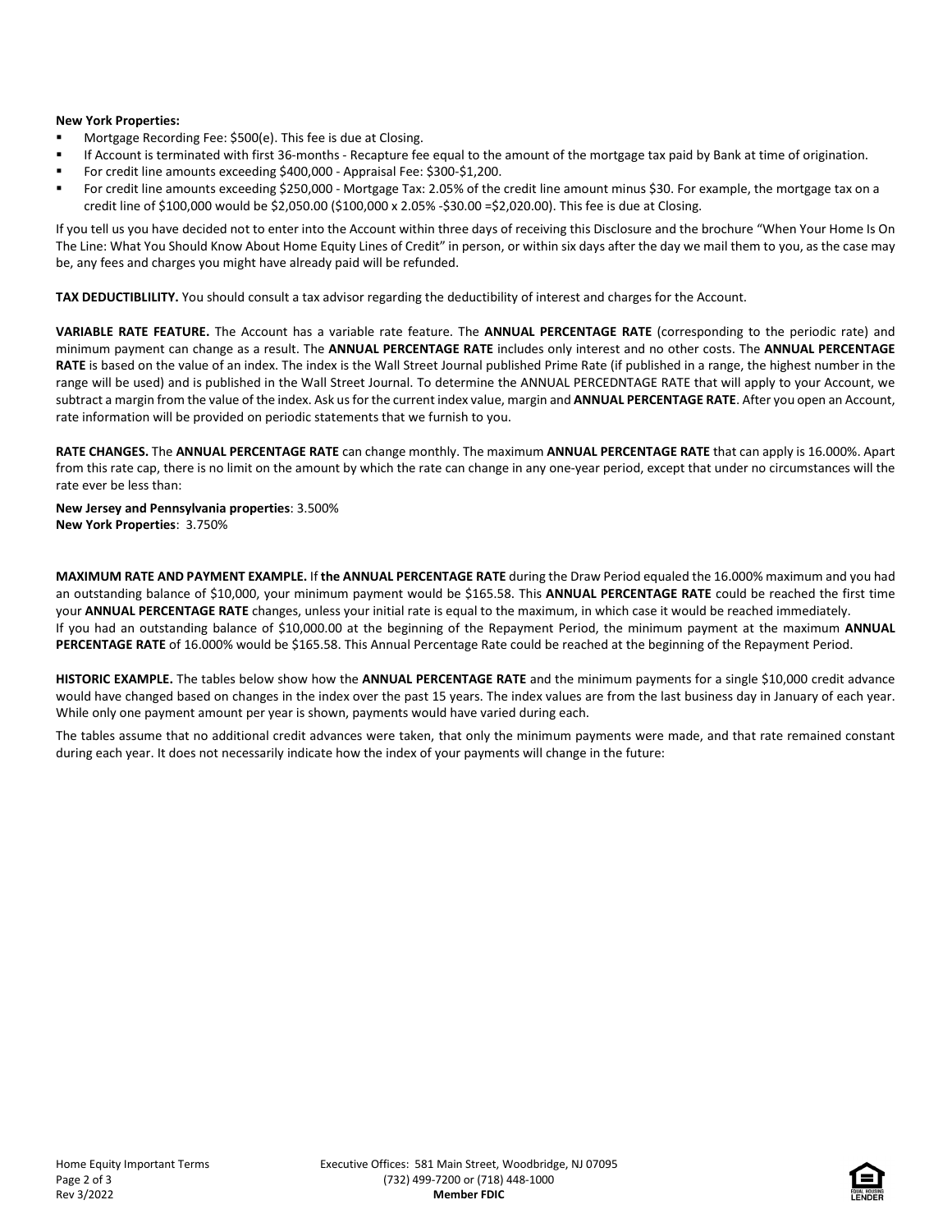**New York Properties:**

- Mortgage Recording Fee: $500(e). This fee is due at Closing.
- If Account is terminated with first 36-months - Recapture fee equal to the amount of the mortgage tax paid by Bank at time of origination.
- For credit line amounts exceeding $400,000 - Appraisal Fee: $300-$1,200.
- For credit line amounts exceeding $250,000 - Mortgage Tax: 2.05% of the credit line amount minus $30. For example, the mortgage tax on a credit line of $100,000 would be $2,050.00 ($100,000 x 2.05% -$30.00 =$2,020.00). This fee is due at Closing.

If you tell us you have decided not to enter into the Account within three days of receiving this Disclosure and the brochure "When Your Home Is On The Line: What You Should Know About Home Equity Lines of Credit" in person, or within six days after the day we mail them to you, as the case may be, any fees and charges you might have already paid will be refunded.

**TAX DEDUCTIBLILITY.** You should consult a tax advisor regarding the deductibility of interest and charges for the Account.

**VARIABLE RATE FEATURE.** The Account has a variable rate feature. The **ANNUAL PERCENTAGE RATE** (corresponding to the periodic rate) and minimum payment can change as a result. The **ANNUAL PERCENTAGE RATE** includes only interest and no other costs. The **ANNUAL PERCENTAGE RATE** is based on the value of an index. The index is the Wall Street Journal published Prime Rate (if published in a range, the highest number in the range will be used) and is published in the Wall Street Journal. To determine the ANNUAL PERCEDNTAGE RATE that will apply to your Account, we subtract a margin from the value of the index. Ask us for the current index value, margin and **ANNUAL PERCENTAGE RATE**. After you open an Account, rate information will be provided on periodic statements that we furnish to you.

**RATE CHANGES.** The **ANNUAL PERCENTAGE RATE** can change monthly. The maximum **ANNUAL PERCENTAGE RATE** that can apply is 16.000%. Apart from this rate cap, there is no limit on the amount by which the rate can change in any one-year period, except that under no circumstances will the rate ever be less than:

**New Jersey and Pennsylvania properties**: 3.500%
**New York Properties**: 3.750%

**MAXIMUM RATE AND PAYMENT EXAMPLE.** If **the ANNUAL PERCENTAGE RATE** during the Draw Period equaled the 16.000% maximum and you had an outstanding balance of $10,000, your minimum payment would be $165.58. This **ANNUAL PERCENTAGE RATE** could be reached the first time your **ANNUAL PERCENTAGE RATE** changes, unless your initial rate is equal to the maximum, in which case it would be reached immediately.
If you had an outstanding balance of $10,000.00 at the beginning of the Repayment Period, the minimum payment at the maximum **ANNUAL PERCENTAGE RATE** of 16.000% would be $165.58. This Annual Percentage Rate could be reached at the beginning of the Repayment Period.

**HISTORIC EXAMPLE.** The tables below show how the **ANNUAL PERCENTAGE RATE** and the minimum payments for a single $10,000 credit advance would have changed based on changes in the index over the past 15 years. The index values are from the last business day in January of each year. While only one payment amount per year is shown, payments would have varied during each.

The tables assume that no additional credit advances were taken, that only the minimum payments were made, and that rate remained constant during each year. It does not necessarily indicate how the index of your payments will change in the future: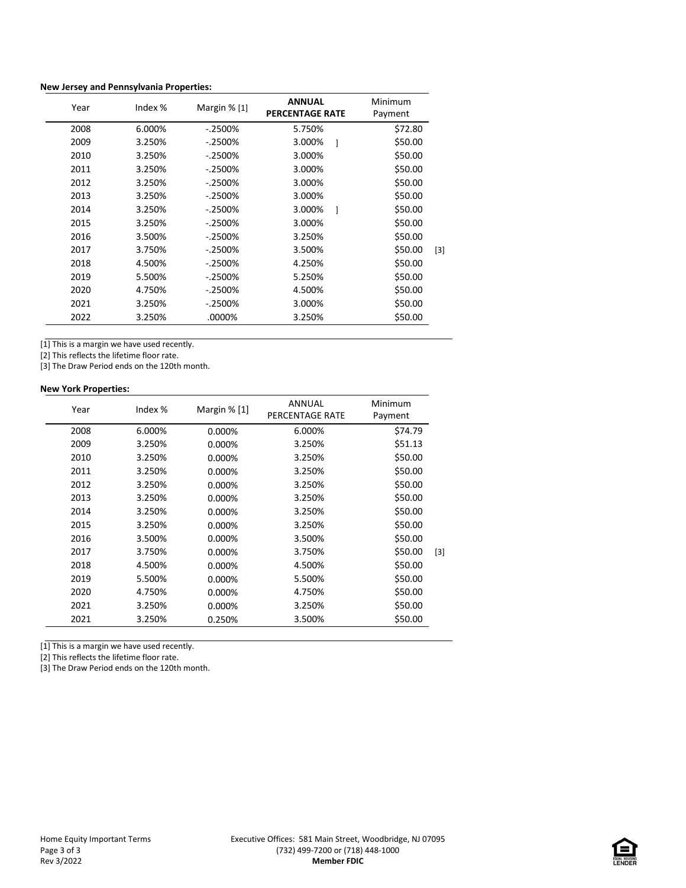**New Jersey and Pennsylvania Properties:**

| Year | Index % | Margin % [1] | **ANNUAL PERCENTAGE RATE** | Minimum Payment | |
|---|---|---|---|---|---|
| 2008 | 6.000% | -.2500% | 5.750% | $72.80 | |
| 2009 | 3.250% | -.2500% | 3.000% ] | $50.00 | |
| 2010 | 3.250% | -.2500% | 3.000% | $50.00 | |
| 2011 | 3.250% | -.2500% | 3.000% | $50.00 | |
| 2012 | 3.250% | -.2500% | 3.000% | $50.00 | |
| 2013 | 3.250% | -.2500% | 3.000% | $50.00 | |
| 2014 | 3.250% | -.2500% | 3.000% ] | $50.00 | |
| 2015 | 3.250% | -.2500% | 3.000% | $50.00 | |
| 2016 | 3.500% | -.2500% | 3.250% | $50.00 | |
| 2017 | 3.750% | -.2500% | 3.500% | $50.00 | [3] |
| 2018 | 4.500% | -.2500% | 4.250% | $50.00 | |
| 2019 | 5.500% | -.2500% | 5.250% | $50.00 | |
| 2020 | 4.750% | -.2500% | 4.500% | $50.00 | |
| 2021 | 3.250% | -.2500% | 3.000% | $50.00 | |
| 2022 | 3.250% | .0000% | 3.250% | $50.00 | |

[1] This is a margin we have used recently.
[2] This reflects the lifetime floor rate.
[3] The Draw Period ends on the 120th month.

**New York Properties:**

| Year | Index % | Margin % [1] | ANNUAL PERCENTAGE RATE | Minimum Payment | |
|---|---|---|---|---|---|
| 2008 | 6.000% | 0.000% | 6.000% | $74.79 | |
| 2009 | 3.250% | 0.000% | 3.250% | $51.13 | |
| 2010 | 3.250% | 0.000% | 3.250% | $50.00 | |
| 2011 | 3.250% | 0.000% | 3.250% | $50.00 | |
| 2012 | 3.250% | 0.000% | 3.250% | $50.00 | |
| 2013 | 3.250% | 0.000% | 3.250% | $50.00 | |
| 2014 | 3.250% | 0.000% | 3.250% | $50.00 | |
| 2015 | 3.250% | 0.000% | 3.250% | $50.00 | |
| 2016 | 3.500% | 0.000% | 3.500% | $50.00 | |
| 2017 | 3.750% | 0.000% | 3.750% | $50.00 | [3] |
| 2018 | 4.500% | 0.000% | 4.500% | $50.00 | |
| 2019 | 5.500% | 0.000% | 5.500% | $50.00 | |
| 2020 | 4.750% | 0.000% | 4.750% | $50.00 | |
| 2021 | 3.250% | 0.000% | 3.250% | $50.00 | |
| 2021 | 3.250% | 0.250% | 3.500% | $50.00 | |

[1] This is a margin we have used recently.
[2] This reflects the lifetime floor rate.
[3] The Draw Period ends on the 120th month.

Home Equity Important Terms
Rev 3/2022

Executive Offices: 581 Main Street, Woodbridge, NJ 07095
(732) 499-7200 or (718) 448-1000
**Member FDIC**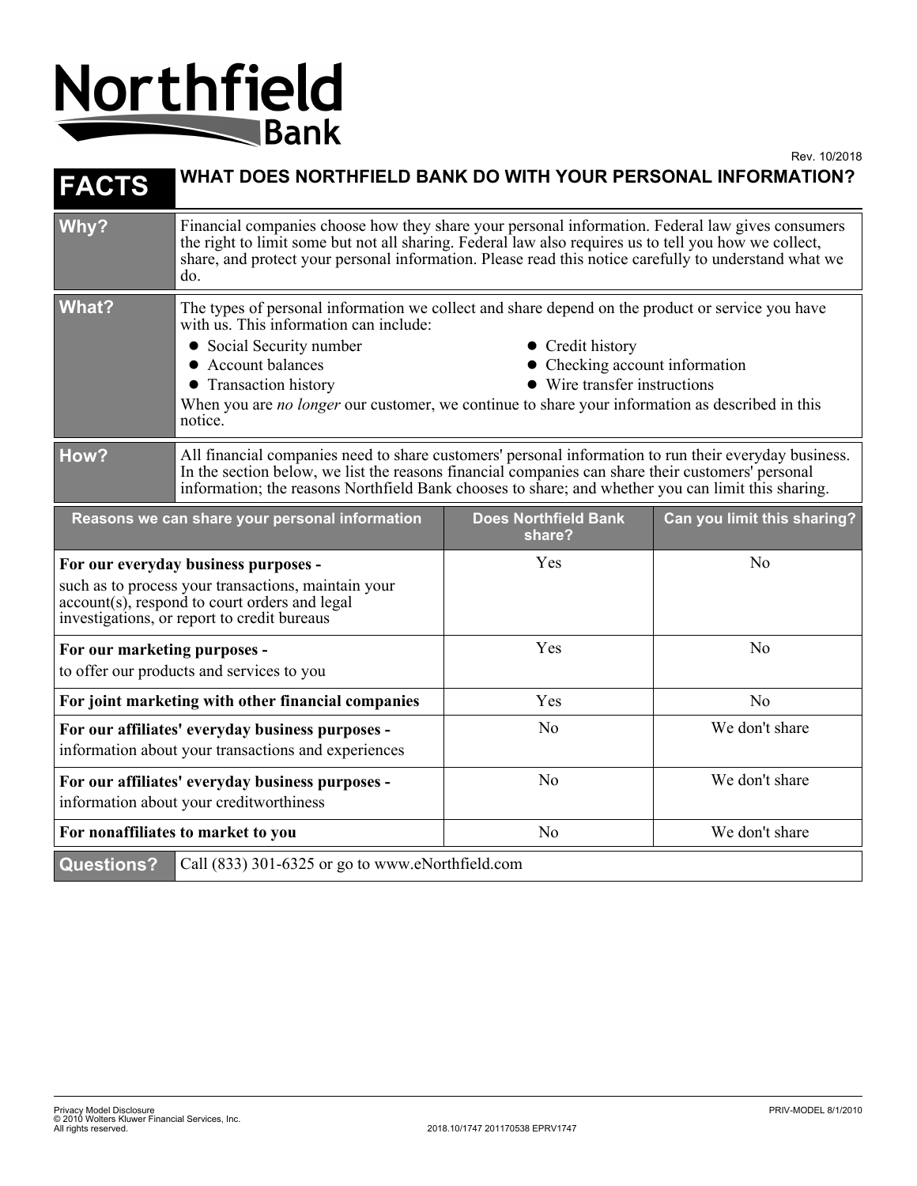# Northfield Bank

Rev. 10/2018

## FACTS — WHAT DOES NORTHFIELD BANK DO WITH YOUR PERSONAL INFORMATION?

| | |
|---|---|
| **Why?** | Financial companies choose how they share your personal information. Federal law gives consumers the right to limit some but not all sharing. Federal law also requires us to tell you how we collect, share, and protect your personal information. Please read this notice carefully to understand what we do. |
| **What?** | The types of personal information we collect and share depend on the product or service you have with us. This information can include: <br>• Social Security number <br>• Account balances <br>• Transaction history <br>• Credit history <br>• Checking account information <br>• Wire transfer instructions <br>When you are *no longer* our customer, we continue to share your information as described in this notice. |
| **How?** | All financial companies need to share customers' personal information to run their everyday business. In the section below, we list the reasons financial companies can share their customers' personal information; the reasons Northfield Bank chooses to share; and whether you can limit this sharing. |

| Reasons we can share your personal information | Does Northfield Bank share? | Can you limit this sharing? |
|---|---|---|
| **For our everyday business purposes -** such as to process your transactions, maintain your account(s), respond to court orders and legal investigations, or report to credit bureaus | Yes | No |
| **For our marketing purposes -** to offer our products and services to you | Yes | No |
| **For joint marketing with other financial companies** | Yes | No |
| **For our affiliates' everyday business purposes -** information about your transactions and experiences | No | We don't share |
| **For our affiliates' everyday business purposes -** information about your creditworthiness | No | We don't share |
| **For nonaffiliates to market to you** | No | We don't share |

| | |
|---|---|
| **Questions?** | Call (833) 301-6325 or go to www.eNorthfield.com |

Privacy Model Disclosure
© 2010 Wolters Kluwer Financial Services, Inc.
All rights reserved.

2018.10/1747 201170538 EPRV1747

PRIV-MODEL 8/1/2010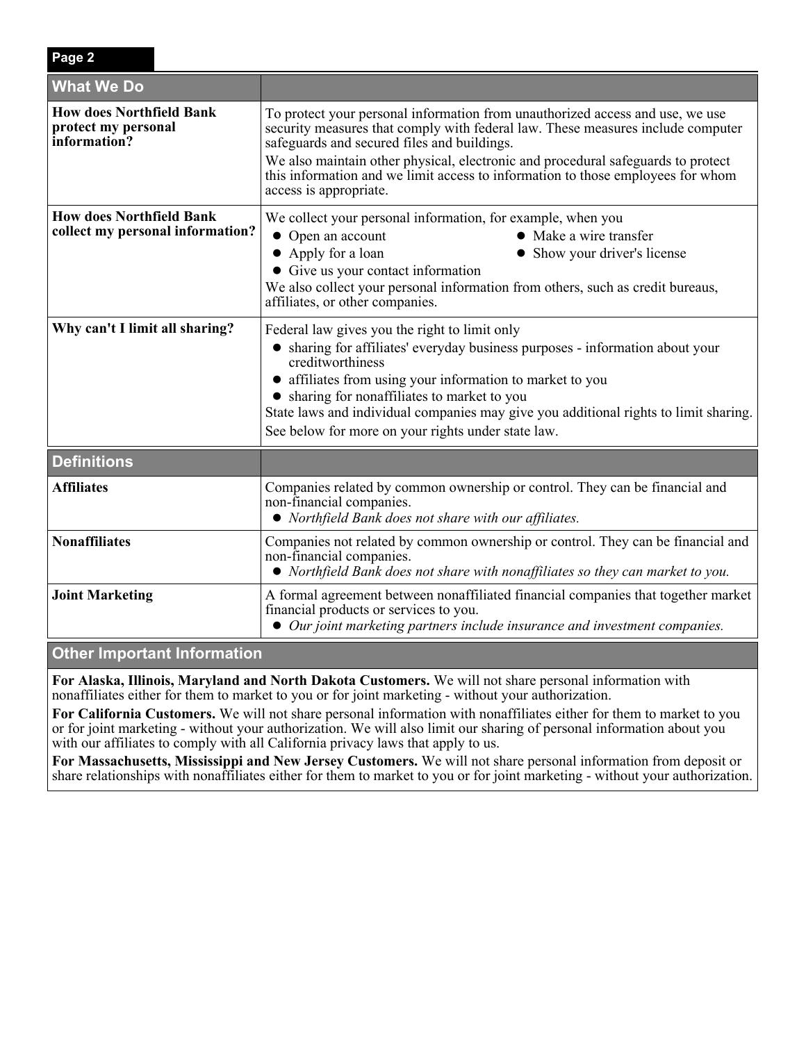| What We Do | |
|---|---|
| **How does Northfield Bank protect my personal information?** | To protect your personal information from unauthorized access and use, we use security measures that comply with federal law. These measures include computer safeguards and secured files and buildings.<br>We also maintain other physical, electronic and procedural safeguards to protect this information and we limit access to information to those employees for whom access is appropriate. |
| **How does Northfield Bank collect my personal information?** | We collect your personal information, for example, when you<br>● Open an account<br>● Make a wire transfer<br>● Apply for a loan<br>● Show your driver's license<br>● Give us your contact information<br>We also collect your personal information from others, such as credit bureaus, affiliates, or other companies. |
| **Why can't I limit all sharing?** | Federal law gives you the right to limit only<br>● sharing for affiliates' everyday business purposes - information about your creditworthiness<br>● affiliates from using your information to market to you<br>● sharing for nonaffiliates to market to you<br>State laws and individual companies may give you additional rights to limit sharing.<br>See below for more on your rights under state law. |

| Definitions | |
|---|---|
| **Affiliates** | Companies related by common ownership or control. They can be financial and non-financial companies.<br>● *Northfield Bank does not share with our affiliates.* |
| **Nonaffiliates** | Companies not related by common ownership or control. They can be financial and non-financial companies.<br>● *Northfield Bank does not share with nonaffiliates so they can market to you.* |
| **Joint Marketing** | A formal agreement between nonaffiliated financial companies that together market financial products or services to you.<br>● *Our joint marketing partners include insurance and investment companies.* |

## Other Important Information

**For Alaska, Illinois, Maryland and North Dakota Customers.** We will not share personal information with nonaffiliates either for them to market to you or for joint marketing - without your authorization.

**For California Customers.** We will not share personal information with nonaffiliates either for them to market to you or for joint marketing - without your authorization. We will also limit our sharing of personal information about you with our affiliates to comply with all California privacy laws that apply to us.

**For Massachusetts, Mississippi and New Jersey Customers.** We will not share personal information from deposit or share relationships with nonaffiliates either for them to market to you or for joint marketing - without your authorization.